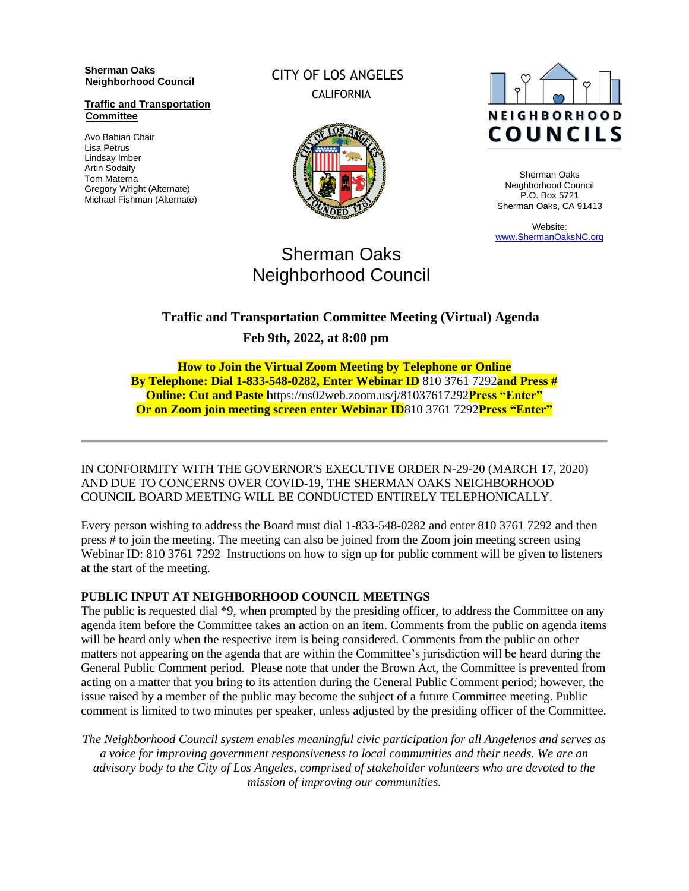**Sherman Oaks Neighborhood Council**

**Traffic and Transportation Committee**

Avo Babian Chair
Lisa Petrus
Lindsay Imber
Artin Sodaify
Tom Materna
Gregory Wright (Alternate)
Michael Fishman (Alternate)

CITY OF LOS ANGELES
CALIFORNIA

NEIGHBORHOOD COUNCILS

Sherman Oaks
Neighborhood Council
P.O. Box 5721
Sherman Oaks, CA 91413

Website:
www.ShermanOaksNC.org

# Sherman Oaks Neighborhood Council

## Traffic and Transportation Committee Meeting (Virtual) Agenda

**Feb 9th, 2022, at 8:00 pm**

**How to Join the Virtual Zoom Meeting by Telephone or Online**
**By Telephone: Dial 1-833-548-0282, Enter Webinar ID** 810 3761 7292 **and Press #**
**Online: Cut and Paste h**ttps://us02web.zoom.us/j/81037617292 **Press "Enter"**
**Or on Zoom join meeting screen enter Webinar ID** 810 3761 7292 **Press "Enter"**

---

IN CONFORMITY WITH THE GOVERNOR'S EXECUTIVE ORDER N-29-20 (MARCH 17, 2020) AND DUE TO CONCERNS OVER COVID-19, THE SHERMAN OAKS NEIGHBORHOOD COUNCIL BOARD MEETING WILL BE CONDUCTED ENTIRELY TELEPHONICALLY.

Every person wishing to address the Board must dial 1-833-548-0282 and enter 810 3761 7292 and then press # to join the meeting. The meeting can also be joined from the Zoom join meeting screen using Webinar ID: 810 3761 7292 Instructions on how to sign up for public comment will be given to listeners at the start of the meeting.

**PUBLIC INPUT AT NEIGHBORHOOD COUNCIL MEETINGS**
The public is requested dial *9, when prompted by the presiding officer, to address the Committee on any agenda item before the Committee takes an action on an item. Comments from the public on agenda items will be heard only when the respective item is being considered. Comments from the public on other matters not appearing on the agenda that are within the Committee's jurisdiction will be heard during the General Public Comment period. Please note that under the Brown Act, the Committee is prevented from acting on a matter that you bring to its attention during the General Public Comment period; however, the issue raised by a member of the public may become the subject of a future Committee meeting. Public comment is limited to two minutes per speaker, unless adjusted by the presiding officer of the Committee.

*The Neighborhood Council system enables meaningful civic participation for all Angelenos and serves as a voice for improving government responsiveness to local communities and their needs. We are an advisory body to the City of Los Angeles, comprised of stakeholder volunteers who are devoted to the mission of improving our communities.*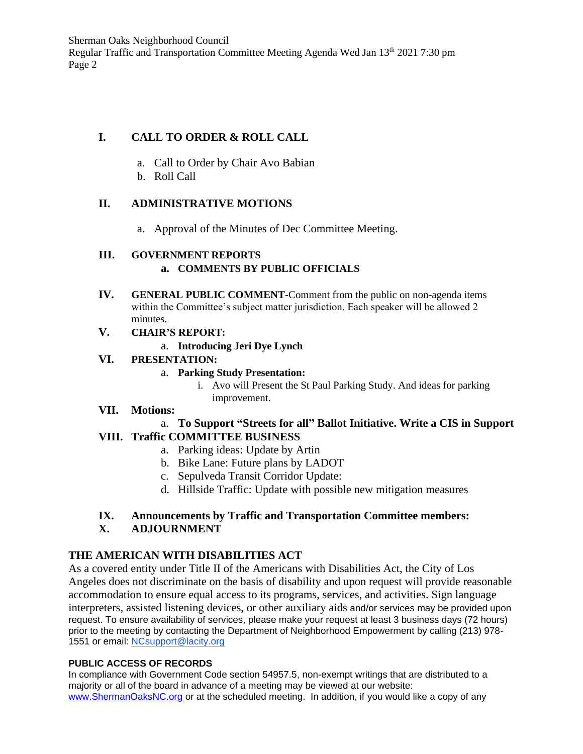## I. CALL TO ORDER & ROLL CALL

a. Call to Order by Chair Avo Babian
b. Roll Call

## II. ADMINISTRATIVE MOTIONS

a. Approval of the Minutes of Dec Committee Meeting.

## III. GOVERNMENT REPORTS

**a. COMMENTS BY PUBLIC OFFICIALS**

## IV. GENERAL PUBLIC COMMENT-Comment from the public on non-agenda items within the Committee's subject matter jurisdiction. Each speaker will be allowed 2 minutes.

## V. CHAIR'S REPORT:

a. **Introducing Jeri Dye Lynch**

## VI. PRESENTATION:

a. **Parking Study Presentation:**
   i. Avo will Present the St Paul Parking Study. And ideas for parking improvement.

## VII. Motions:

a. **To Support "Streets for all" Ballot Initiative. Write a CIS in Support**

## VIII. Traffic COMMITTEE BUSINESS

a. Parking ideas: Update by Artin
b. Bike Lane: Future plans by LADOT
c. Sepulveda Transit Corridor Update:
d. Hillside Traffic: Update with possible new mitigation measures

## IX. Announcements by Traffic and Transportation Committee members:

## X. ADJOURNMENT

## THE AMERICAN WITH DISABILITIES ACT

As a covered entity under Title II of the Americans with Disabilities Act, the City of Los Angeles does not discriminate on the basis of disability and upon request will provide reasonable accommodation to ensure equal access to its programs, services, and activities. Sign language interpreters, assisted listening devices, or other auxiliary aids and/or services may be provided upon request. To ensure availability of services, please make your request at least 3 business days (72 hours) prior to the meeting by contacting the Department of Neighborhood Empowerment by calling (213) 978-1551 or email: NCsupport@lacity.org

**PUBLIC ACCESS OF RECORDS**

In compliance with Government Code section 54957.5, non-exempt writings that are distributed to a majority or all of the board in advance of a meeting may be viewed at our website: www.ShermanOaksNC.org or at the scheduled meeting. In addition, if you would like a copy of any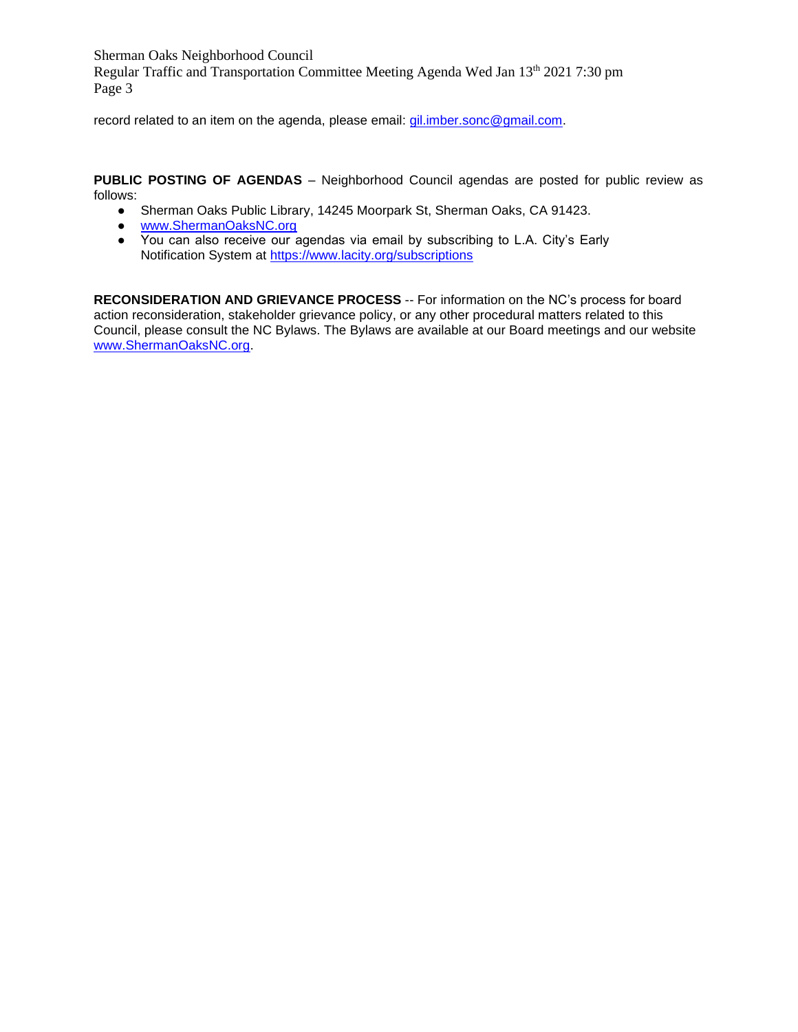record related to an item on the agenda, please email: gil.imber.sonc@gmail.com.

**PUBLIC POSTING OF AGENDAS** – Neighborhood Council agendas are posted for public review as follows:

- Sherman Oaks Public Library, 14245 Moorpark St, Sherman Oaks, CA 91423.
- www.ShermanOaksNC.org
- You can also receive our agendas via email by subscribing to L.A. City's Early Notification System at https://www.lacity.org/subscriptions

**RECONSIDERATION AND GRIEVANCE PROCESS** -- For information on the NC's process for board action reconsideration, stakeholder grievance policy, or any other procedural matters related to this Council, please consult the NC Bylaws. The Bylaws are available at our Board meetings and our website www.ShermanOaksNC.org.